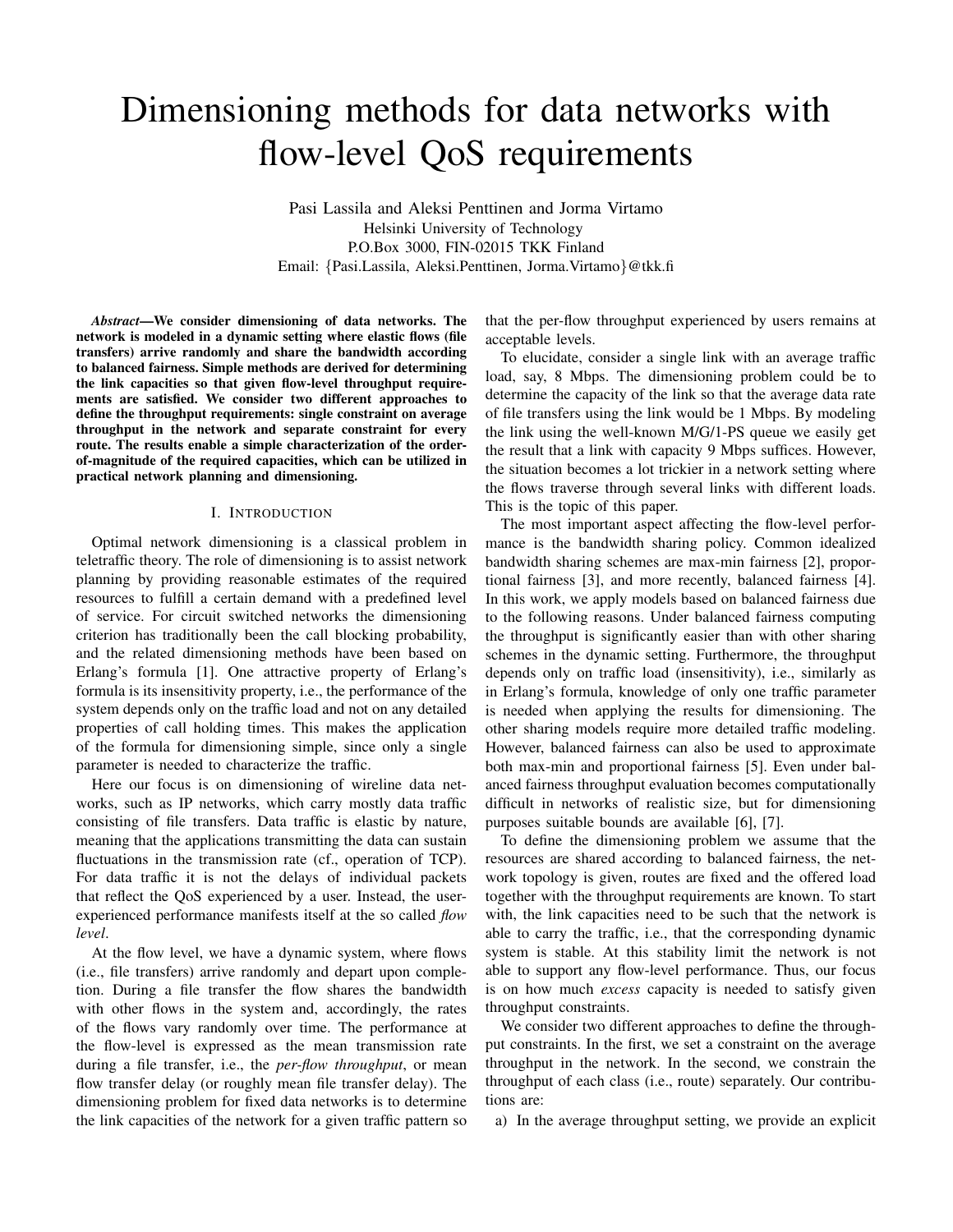# Dimensioning methods for data networks with flow-level QoS requirements

Pasi Lassila and Aleksi Penttinen and Jorma Virtamo
Helsinki University of Technology
P.O.Box 3000, FIN-02015 TKK Finland
Email: {Pasi.Lassila, Aleksi.Penttinen, Jorma.Virtamo}@tkk.fi

***Abstract*—We consider dimensioning of data networks. The network is modeled in a dynamic setting where elastic flows (file transfers) arrive randomly and share the bandwidth according to balanced fairness. Simple methods are derived for determining the link capacities so that given flow-level throughput requirements are satisfied. We consider two different approaches to define the throughput requirements: single constraint on average throughput in the network and separate constraint for every route. The results enable a simple characterization of the order-of-magnitude of the required capacities, which can be utilized in practical network planning and dimensioning.**

## I. Introduction

Optimal network dimensioning is a classical problem in teletraffic theory. The role of dimensioning is to assist network planning by providing reasonable estimates of the required resources to fulfill a certain demand with a predefined level of service. For circuit switched networks the dimensioning criterion has traditionally been the call blocking probability, and the related dimensioning methods have been based on Erlang's formula [1]. One attractive property of Erlang's formula is its insensitivity property, i.e., the performance of the system depends only on the traffic load and not on any detailed properties of call holding times. This makes the application of the formula for dimensioning simple, since only a single parameter is needed to characterize the traffic.

Here our focus is on dimensioning of wireline data networks, such as IP networks, which carry mostly data traffic consisting of file transfers. Data traffic is elastic by nature, meaning that the applications transmitting the data can sustain fluctuations in the transmission rate (cf., operation of TCP). For data traffic it is not the delays of individual packets that reflect the QoS experienced by a user. Instead, the user-experienced performance manifests itself at the so called *flow level*.

At the flow level, we have a dynamic system, where flows (i.e., file transfers) arrive randomly and depart upon completion. During a file transfer the flow shares the bandwidth with other flows in the system and, accordingly, the rates of the flows vary randomly over time. The performance at the flow-level is expressed as the mean transmission rate during a file transfer, i.e., the *per-flow throughput*, or mean flow transfer delay (or roughly mean file transfer delay). The dimensioning problem for fixed data networks is to determine the link capacities of the network for a given traffic pattern so that the per-flow throughput experienced by users remains at acceptable levels.

To elucidate, consider a single link with an average traffic load, say, 8 Mbps. The dimensioning problem could be to determine the capacity of the link so that the average data rate of file transfers using the link would be 1 Mbps. By modeling the link using the well-known M/G/1-PS queue we easily get the result that a link with capacity 9 Mbps suffices. However, the situation becomes a lot trickier in a network setting where the flows traverse through several links with different loads. This is the topic of this paper.

The most important aspect affecting the flow-level performance is the bandwidth sharing policy. Common idealized bandwidth sharing schemes are max-min fairness [2], proportional fairness [3], and more recently, balanced fairness [4]. In this work, we apply models based on balanced fairness due to the following reasons. Under balanced fairness computing the throughput is significantly easier than with other sharing schemes in the dynamic setting. Furthermore, the throughput depends only on traffic load (insensitivity), i.e., similarly as in Erlang's formula, knowledge of only one traffic parameter is needed when applying the results for dimensioning. The other sharing models require more detailed traffic modeling. However, balanced fairness can also be used to approximate both max-min and proportional fairness [5]. Even under balanced fairness throughput evaluation becomes computationally difficult in networks of realistic size, but for dimensioning purposes suitable bounds are available [6], [7].

To define the dimensioning problem we assume that the resources are shared according to balanced fairness, the network topology is given, routes are fixed and the offered load together with the throughput requirements are known. To start with, the link capacities need to be such that the network is able to carry the traffic, i.e., that the corresponding dynamic system is stable. At this stability limit the network is not able to support any flow-level performance. Thus, our focus is on how much *excess* capacity is needed to satisfy given throughput constraints.

We consider two different approaches to define the throughput constraints. In the first, we set a constraint on the average throughput in the network. In the second, we constrain the throughput of each class (i.e., route) separately. Our contributions are:

a) In the average throughput setting, we provide an explicit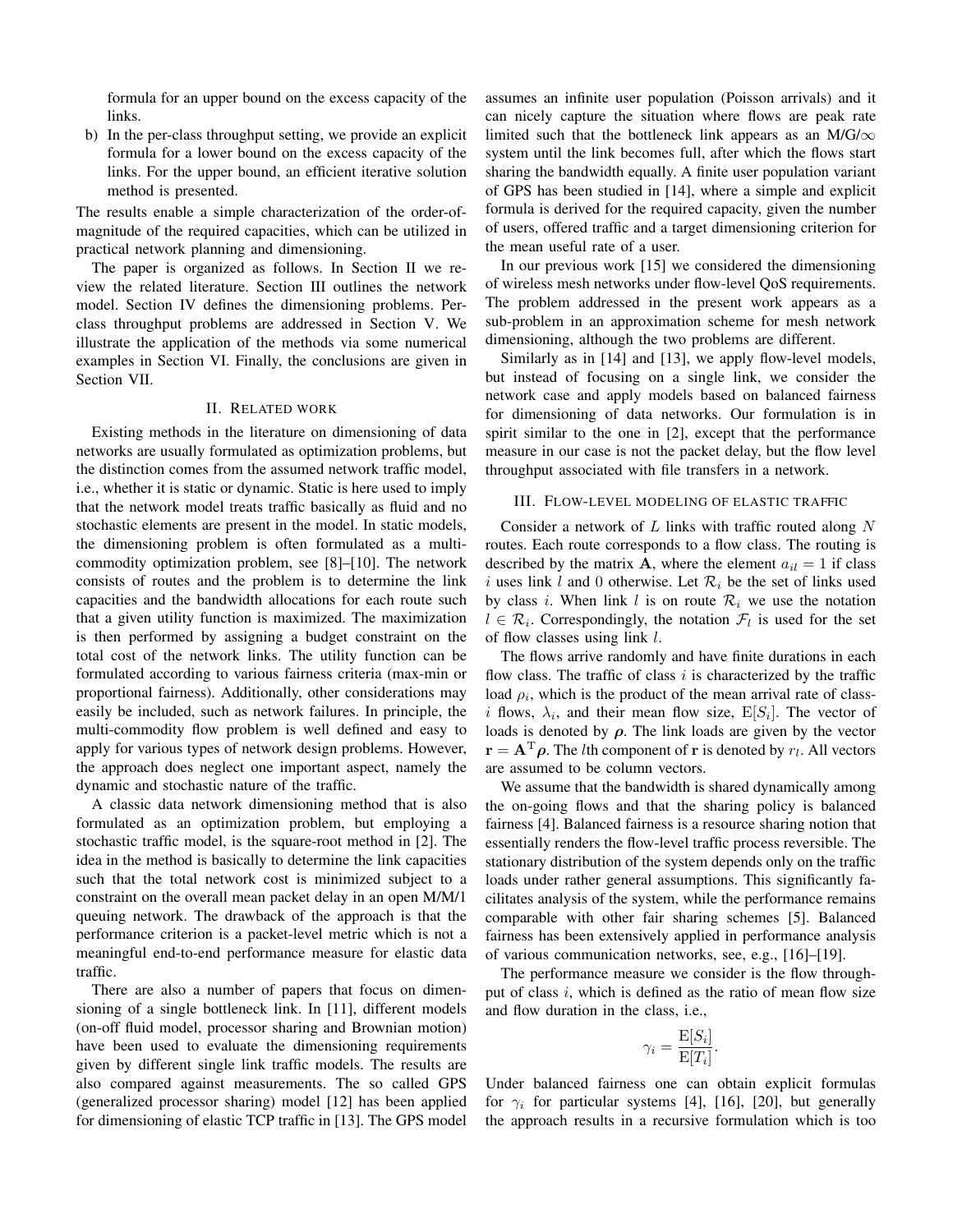formula for an upper bound on the excess capacity of the links.

b) In the per-class throughput setting, we provide an explicit formula for a lower bound on the excess capacity of the links. For the upper bound, an efficient iterative solution method is presented.

The results enable a simple characterization of the order-of-magnitude of the required capacities, which can be utilized in practical network planning and dimensioning.

The paper is organized as follows. In Section II we review the related literature. Section III outlines the network model. Section IV defines the dimensioning problems. Per-class throughput problems are addressed in Section V. We illustrate the application of the methods via some numerical examples in Section VI. Finally, the conclusions are given in Section VII.

## II. Related work

Existing methods in the literature on dimensioning of data networks are usually formulated as optimization problems, but the distinction comes from the assumed network traffic model, i.e., whether it is static or dynamic. Static is here used to imply that the network model treats traffic basically as fluid and no stochastic elements are present in the model. In static models, the dimensioning problem is often formulated as a multi-commodity optimization problem, see [8]–[10]. The network consists of routes and the problem is to determine the link capacities and the bandwidth allocations for each route such that a given utility function is maximized. The maximization is then performed by assigning a budget constraint on the total cost of the network links. The utility function can be formulated according to various fairness criteria (max-min or proportional fairness). Additionally, other considerations may easily be included, such as network failures. In principle, the multi-commodity flow problem is well defined and easy to apply for various types of network design problems. However, the approach does neglect one important aspect, namely the dynamic and stochastic nature of the traffic.

A classic data network dimensioning method that is also formulated as an optimization problem, but employing a stochastic traffic model, is the square-root method in [2]. The idea in the method is basically to determine the link capacities such that the total network cost is minimized subject to a constraint on the overall mean packet delay in an open M/M/1 queuing network. The drawback of the approach is that the performance criterion is a packet-level metric which is not a meaningful end-to-end performance measure for elastic data traffic.

There are also a number of papers that focus on dimensioning of a single bottleneck link. In [11], different models (on-off fluid model, processor sharing and Brownian motion) have been used to evaluate the dimensioning requirements given by different single link traffic models. The results are also compared against measurements. The so called GPS (generalized processor sharing) model [12] has been applied for dimensioning of elastic TCP traffic in [13]. The GPS model assumes an infinite user population (Poisson arrivals) and it can nicely capture the situation where flows are peak rate limited such that the bottleneck link appears as an M/G/$\infty$ system until the link becomes full, after which the flows start sharing the bandwidth equally. A finite user population variant of GPS has been studied in [14], where a simple and explicit formula is derived for the required capacity, given the number of users, offered traffic and a target dimensioning criterion for the mean useful rate of a user.

In our previous work [15] we considered the dimensioning of wireless mesh networks under flow-level QoS requirements. The problem addressed in the present work appears as a sub-problem in an approximation scheme for mesh network dimensioning, although the two problems are different.

Similarly as in [14] and [13], we apply flow-level models, but instead of focusing on a single link, we consider the network case and apply models based on balanced fairness for dimensioning of data networks. Our formulation is in spirit similar to the one in [2], except that the performance measure in our case is not the packet delay, but the flow level throughput associated with file transfers in a network.

## III. Flow-level modeling of elastic traffic

Consider a network of $L$ links with traffic routed along $N$ routes. Each route corresponds to a flow class. The routing is described by the matrix $\mathbf{A}$, where the element $a_{il} = 1$ if class $i$ uses link $l$ and 0 otherwise. Let $\mathcal{R}_i$ be the set of links used by class $i$. When link $l$ is on route $\mathcal{R}_i$ we use the notation $l \in \mathcal{R}_i$. Correspondingly, the notation $\mathcal{F}_l$ is used for the set of flow classes using link $l$.

The flows arrive randomly and have finite durations in each flow class. The traffic of class $i$ is characterized by the traffic load $\rho_i$, which is the product of the mean arrival rate of class-$i$ flows, $\lambda_i$, and their mean flow size, $\mathrm{E}[S_i]$. The vector of loads is denoted by $\boldsymbol{\rho}$. The link loads are given by the vector $\mathbf{r} = \mathbf{A}^{\mathrm{T}}\boldsymbol{\rho}$. The $l$th component of $\mathbf{r}$ is denoted by $r_l$. All vectors are assumed to be column vectors.

We assume that the bandwidth is shared dynamically among the on-going flows and that the sharing policy is balanced fairness [4]. Balanced fairness is a resource sharing notion that essentially renders the flow-level traffic process reversible. The stationary distribution of the system depends only on the traffic loads under rather general assumptions. This significantly facilitates analysis of the system, while the performance remains comparable with other fair sharing schemes [5]. Balanced fairness has been extensively applied in performance analysis of various communication networks, see, e.g., [16]–[19].

The performance measure we consider is the flow throughput of class $i$, which is defined as the ratio of mean flow size and flow duration in the class, i.e.,

$$\gamma_i = \frac{\mathrm{E}[S_i]}{\mathrm{E}[T_i]}.$$

Under balanced fairness one can obtain explicit formulas for $\gamma_i$ for particular systems [4], [16], [20], but generally the approach results in a recursive formulation which is too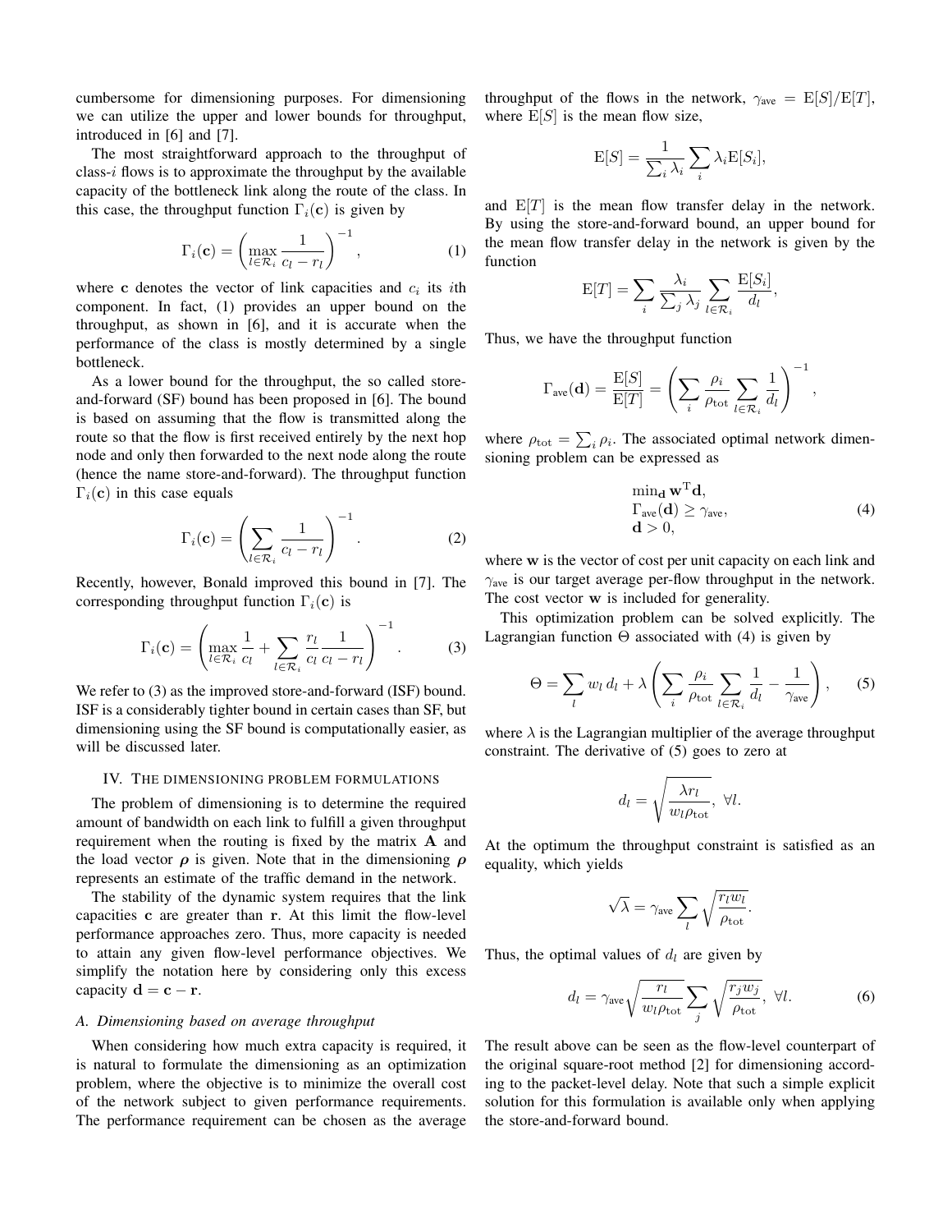cumbersome for dimensioning purposes. For dimensioning we can utilize the upper and lower bounds for throughput, introduced in [6] and [7].

The most straightforward approach to the throughput of class-$i$ flows is to approximate the throughput by the available capacity of the bottleneck link along the route of the class. In this case, the throughput function $\Gamma_i(\mathbf{c})$ is given by

$$\Gamma_i(\mathbf{c}) = \left( \max_{l \in \mathcal{R}_i} \frac{1}{c_l - r_l} \right)^{-1}, \tag{1}$$

where $\mathbf{c}$ denotes the vector of link capacities and $c_i$ its $i$th component. In fact, (1) provides an upper bound on the throughput, as shown in [6], and it is accurate when the performance of the class is mostly determined by a single bottleneck.

As a lower bound for the throughput, the so called store-and-forward (SF) bound has been proposed in [6]. The bound is based on assuming that the flow is transmitted along the route so that the flow is first received entirely by the next hop node and only then forwarded to the next node along the route (hence the name store-and-forward). The throughput function $\Gamma_i(\mathbf{c})$ in this case equals

$$\Gamma_i(\mathbf{c}) = \left( \sum_{l \in \mathcal{R}_i} \frac{1}{c_l - r_l} \right)^{-1}. \tag{2}$$

Recently, however, Bonald improved this bound in [7]. The corresponding throughput function $\Gamma_i(\mathbf{c})$ is

$$\Gamma_i(\mathbf{c}) = \left( \max_{l \in \mathcal{R}_i} \frac{1}{c_l} + \sum_{l \in \mathcal{R}_i} \frac{r_l}{c_l} \frac{1}{c_l - r_l} \right)^{-1}. \tag{3}$$

We refer to (3) as the improved store-and-forward (ISF) bound. ISF is a considerably tighter bound in certain cases than SF, but dimensioning using the SF bound is computationally easier, as will be discussed later.

## IV. The dimensioning problem formulations

The problem of dimensioning is to determine the required amount of bandwidth on each link to fulfill a given throughput requirement when the routing is fixed by the matrix $\mathbf{A}$ and the load vector $\boldsymbol{\rho}$ is given. Note that in the dimensioning $\boldsymbol{\rho}$ represents an estimate of the traffic demand in the network.

The stability of the dynamic system requires that the link capacities $\mathbf{c}$ are greater than $\mathbf{r}$. At this limit the flow-level performance approaches zero. Thus, more capacity is needed to attain any given flow-level performance objectives. We simplify the notation here by considering only this excess capacity $\mathbf{d} = \mathbf{c} - \mathbf{r}$.

### *A. Dimensioning based on average throughput*

When considering how much extra capacity is required, it is natural to formulate the dimensioning as an optimization problem, where the objective is to minimize the overall cost of the network subject to given performance requirements. The performance requirement can be chosen as the average throughput of the flows in the network, $\gamma_{\text{ave}} = \mathrm{E}[S]/\mathrm{E}[T]$, where $\mathrm{E}[S]$ is the mean flow size,

$$\mathrm{E}[S] = \frac{1}{\sum_i \lambda_i} \sum_i \lambda_i \mathrm{E}[S_i],$$

and $\mathrm{E}[T]$ is the mean flow transfer delay in the network. By using the store-and-forward bound, an upper bound for the mean flow transfer delay in the network is given by the function

$$\mathrm{E}[T] = \sum_i \frac{\lambda_i}{\sum_j \lambda_j} \sum_{l \in \mathcal{R}_i} \frac{\mathrm{E}[S_i]}{d_l},$$

Thus, we have the throughput function

$$\Gamma_{\text{ave}}(\mathbf{d}) = \frac{\mathrm{E}[S]}{\mathrm{E}[T]} = \left( \sum_i \frac{\rho_i}{\rho_{\text{tot}}} \sum_{l \in \mathcal{R}_i} \frac{1}{d_l} \right)^{-1},$$

where $\rho_{\text{tot}} = \sum_i \rho_i$. The associated optimal network dimensioning problem can be expressed as

$$\begin{array}{l} \min_{\mathbf{d}} \mathbf{w}^{\mathrm{T}} \mathbf{d}, \\ \Gamma_{\text{ave}}(\mathbf{d}) \geq \gamma_{\text{ave}}, \\ \mathbf{d} > 0, \end{array} \tag{4}$$

where $\mathbf{w}$ is the vector of cost per unit capacity on each link and $\gamma_{\text{ave}}$ is our target average per-flow throughput in the network. The cost vector $\mathbf{w}$ is included for generality.

This optimization problem can be solved explicitly. The Lagrangian function $\Theta$ associated with (4) is given by

$$\Theta = \sum_l w_l \, d_l + \lambda \left( \sum_i \frac{\rho_i}{\rho_{\text{tot}}} \sum_{l \in \mathcal{R}_i} \frac{1}{d_l} - \frac{1}{\gamma_{\text{ave}}} \right), \tag{5}$$

where $\lambda$ is the Lagrangian multiplier of the average throughput constraint. The derivative of (5) goes to zero at

$$d_l = \sqrt{\frac{\lambda r_l}{w_l \rho_{\text{tot}}}}, \ \forall l.$$

At the optimum the throughput constraint is satisfied as an equality, which yields

$$\sqrt{\lambda} = \gamma_{\text{ave}} \sum_l \sqrt{\frac{r_l w_l}{\rho_{\text{tot}}}}.$$

Thus, the optimal values of $d_l$ are given by

$$d_l = \gamma_{\text{ave}} \sqrt{\frac{r_l}{w_l \rho_{\text{tot}}}} \sum_j \sqrt{\frac{r_j w_j}{\rho_{\text{tot}}}}, \ \forall l. \tag{6}$$

The result above can be seen as the flow-level counterpart of the original square-root method [2] for dimensioning according to the packet-level delay. Note that such a simple explicit solution for this formulation is available only when applying the store-and-forward bound.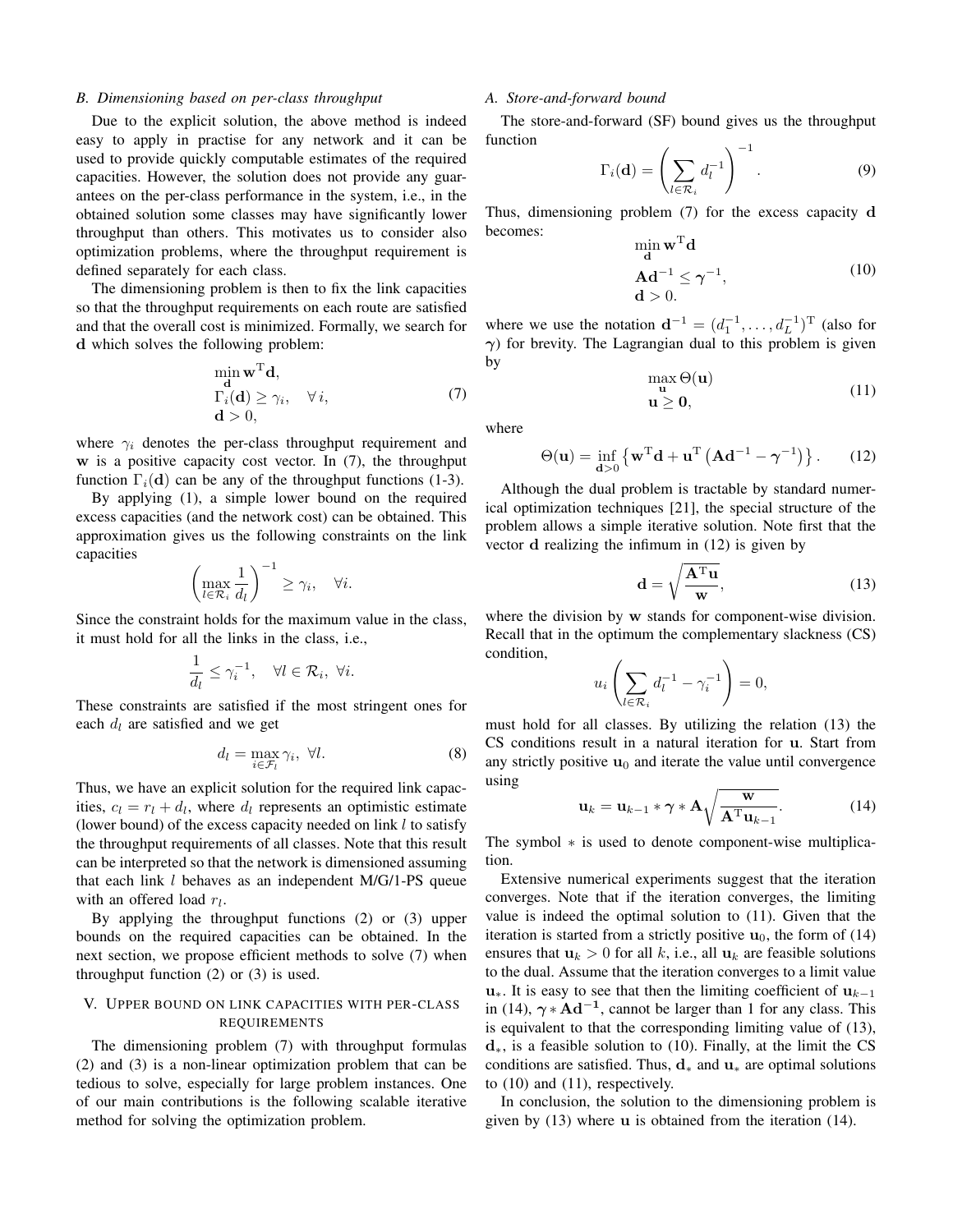### B. Dimensioning based on per-class throughput

Due to the explicit solution, the above method is indeed easy to apply in practise for any network and it can be used to provide quickly computable estimates of the required capacities. However, the solution does not provide any guarantees on the per-class performance in the system, i.e., in the obtained solution some classes may have significantly lower throughput than others. This motivates us to consider also optimization problems, where the throughput requirement is defined separately for each class.

The dimensioning problem is then to fix the link capacities so that the throughput requirements on each route are satisfied and that the overall cost is minimized. Formally, we search for $\mathbf{d}$ which solves the following problem:

$$
\begin{aligned}
&\min_{\mathbf{d}} \mathbf{w}^{\mathrm{T}}\mathbf{d}, \\
&\Gamma_i(\mathbf{d}) \geq \gamma_i, \quad \forall\, i, \\
&\mathbf{d} > 0,
\end{aligned}
\tag{7}
$$

where $\gamma_i$ denotes the per-class throughput requirement and $\mathbf{w}$ is a positive capacity cost vector. In (7), the throughput function $\Gamma_i(\mathbf{d})$ can be any of the throughput functions (1-3).

By applying (1), a simple lower bound on the required excess capacities (and the network cost) can be obtained. This approximation gives us the following constraints on the link capacities

$$
\left(\max_{l \in \mathcal{R}_i} \frac{1}{d_l}\right)^{-1} \geq \gamma_i, \quad \forall i.
$$

Since the constraint holds for the maximum value in the class, it must hold for all the links in the class, i.e.,

$$
\frac{1}{d_l} \leq \gamma_i^{-1}, \quad \forall l \in \mathcal{R}_i,\ \forall i.
$$

These constraints are satisfied if the most stringent ones for each $d_l$ are satisfied and we get

$$
d_l = \max_{i \in \mathcal{F}_l} \gamma_i,\ \forall l. \tag{8}
$$

Thus, we have an explicit solution for the required link capacities, $c_l = r_l + d_l$, where $d_l$ represents an optimistic estimate (lower bound) of the excess capacity needed on link $l$ to satisfy the throughput requirements of all classes. Note that this result can be interpreted so that the network is dimensioned assuming that each link $l$ behaves as an independent M/G/1-PS queue with an offered load $r_l$.

By applying the throughput functions (2) or (3) upper bounds on the required capacities can be obtained. In the next section, we propose efficient methods to solve (7) when throughput function (2) or (3) is used.

## V. Upper bound on link capacities with per-class requirements

The dimensioning problem (7) with throughput formulas (2) and (3) is a non-linear optimization problem that can be tedious to solve, especially for large problem instances. One of our main contributions is the following scalable iterative method for solving the optimization problem.

### A. Store-and-forward bound

The store-and-forward (SF) bound gives us the throughput function

$$
\Gamma_i(\mathbf{d}) = \left(\sum_{l \in \mathcal{R}_i} d_l^{-1}\right)^{-1}. \tag{9}
$$

Thus, dimensioning problem (7) for the excess capacity $\mathbf{d}$ becomes:

$$
\begin{aligned}
&\min_{\mathbf{d}} \mathbf{w}^{\mathrm{T}}\mathbf{d} \\
&\mathbf{A}\mathbf{d}^{-1} \leq \boldsymbol{\gamma}^{-1}, \\
&\mathbf{d} > 0.
\end{aligned}
\tag{10}
$$

where we use the notation $\mathbf{d}^{-1} = (d_1^{-1}, \ldots, d_L^{-1})^{\mathrm{T}}$ (also for $\boldsymbol{\gamma}$) for brevity. The Lagrangian dual to this problem is given by

$$
\begin{aligned}
&\max_{\mathbf{u}} \Theta(\mathbf{u}) \\
&\mathbf{u} \geq \mathbf{0},
\end{aligned}
\tag{11}
$$

where

$$
\Theta(\mathbf{u}) = \inf_{\mathbf{d} > 0} \left\{ \mathbf{w}^{\mathrm{T}}\mathbf{d} + \mathbf{u}^{\mathrm{T}} \left( \mathbf{A}\mathbf{d}^{-1} - \boldsymbol{\gamma}^{-1} \right) \right\}. \tag{12}
$$

Although the dual problem is tractable by standard numerical optimization techniques [21], the special structure of the problem allows a simple iterative solution. Note first that the vector $\mathbf{d}$ realizing the infimum in (12) is given by

$$
\mathbf{d} = \sqrt{\frac{\mathbf{A}^{\mathrm{T}}\mathbf{u}}{\mathbf{w}}}, \tag{13}
$$

where the division by $\mathbf{w}$ stands for component-wise division. Recall that in the optimum the complementary slackness (CS) condition,

$$
u_i \left( \sum_{l \in \mathcal{R}_i} d_l^{-1} - \gamma_i^{-1} \right) = 0,
$$

must hold for all classes. By utilizing the relation (13) the CS conditions result in a natural iteration for $\mathbf{u}$. Start from any strictly positive $\mathbf{u}_0$ and iterate the value until convergence using

$$
\mathbf{u}_k = \mathbf{u}_{k-1} * \boldsymbol{\gamma} * \mathbf{A} \sqrt{\frac{\mathbf{w}}{\mathbf{A}^{\mathrm{T}}\mathbf{u}_{k-1}}}. \tag{14}
$$

The symbol $*$ is used to denote component-wise multiplication.

Extensive numerical experiments suggest that the iteration converges. Note that if the iteration converges, the limiting value is indeed the optimal solution to (11). Given that the iteration is started from a strictly positive $\mathbf{u}_0$, the form of (14) ensures that $\mathbf{u}_k > 0$ for all $k$, i.e., all $\mathbf{u}_k$ are feasible solutions to the dual. Assume that the iteration converges to a limit value $\mathbf{u}_*$. It is easy to see that then the limiting coefficient of $\mathbf{u}_{k-1}$ in (14), $\boldsymbol{\gamma} * \mathbf{A}\mathbf{d}^{-1}$, cannot be larger than 1 for any class. This is equivalent to that the corresponding limiting value of (13), $\mathbf{d}_*$, is a feasible solution to (10). Finally, at the limit the CS conditions are satisfied. Thus, $\mathbf{d}_*$ and $\mathbf{u}_*$ are optimal solutions to (10) and (11), respectively.

In conclusion, the solution to the dimensioning problem is given by (13) where $\mathbf{u}$ is obtained from the iteration (14).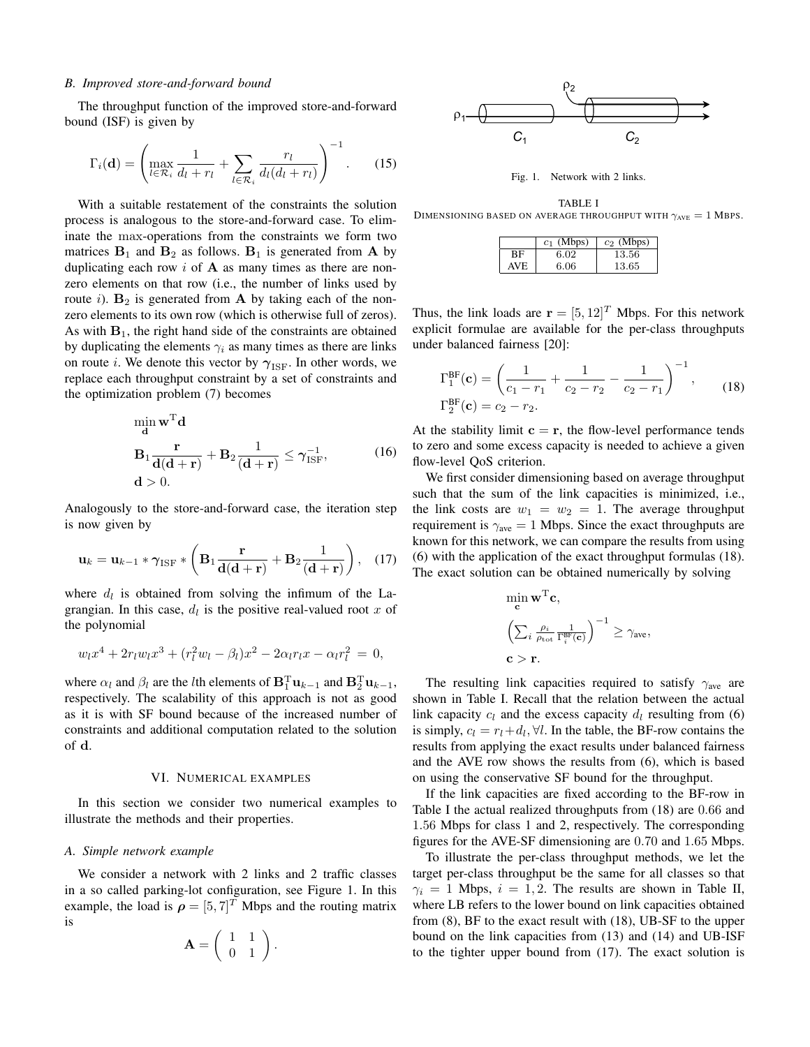### B. Improved store-and-forward bound

The throughput function of the improved store-and-forward bound (ISF) is given by

$$\Gamma_i(\mathbf{d}) = \left( \max_{l \in \mathcal{R}_i} \frac{1}{d_l + r_l} + \sum_{l \in \mathcal{R}_i} \frac{r_l}{d_l(d_l + r_l)} \right)^{-1}. \quad (15)$$

With a suitable restatement of the constraints the solution process is analogous to the store-and-forward case. To eliminate the max-operations from the constraints we form two matrices $\mathbf{B}_1$ and $\mathbf{B}_2$ as follows. $\mathbf{B}_1$ is generated from $\mathbf{A}$ by duplicating each row $i$ of $\mathbf{A}$ as many times as there are non-zero elements on that row (i.e., the number of links used by route $i$). $\mathbf{B}_2$ is generated from $\mathbf{A}$ by taking each of the non-zero elements to its own row (which is otherwise full of zeros). As with $\mathbf{B}_1$, the right hand side of the constraints are obtained by duplicating the elements $\gamma_i$ as many times as there are links on route $i$. We denote this vector by $\boldsymbol{\gamma}_{\text{ISF}}$. In other words, we replace each throughput constraint by a set of constraints and the optimization problem (7) becomes

$$\begin{aligned} &\min_{\mathbf{d}} \mathbf{w}^{\mathrm{T}} \mathbf{d} \\ &\mathbf{B}_1 \frac{\mathbf{r}}{\mathbf{d}(\mathbf{d}+\mathbf{r})} + \mathbf{B}_2 \frac{1}{(\mathbf{d}+\mathbf{r})} \leq \boldsymbol{\gamma}_{\text{ISF}}^{-1}, \\ &\mathbf{d} > 0. \end{aligned} \quad (16)$$

Analogously to the store-and-forward case, the iteration step is now given by

$$\mathbf{u}_k = \mathbf{u}_{k-1} * \boldsymbol{\gamma}_{\text{ISF}} * \left( \mathbf{B}_1 \frac{\mathbf{r}}{\mathbf{d}(\mathbf{d}+\mathbf{r})} + \mathbf{B}_2 \frac{1}{(\mathbf{d}+\mathbf{r})} \right), \quad (17)$$

where $d_l$ is obtained from solving the infimum of the Lagrangian. In this case, $d_l$ is the positive real-valued root $x$ of the polynomial

$$w_l x^4 + 2 r_l w_l x^3 + (r_l^2 w_l - \beta_l) x^2 - 2\alpha_l r_l x - \alpha_l r_l^2 = 0,$$

where $\alpha_l$ and $\beta_l$ are the $l$th elements of $\mathbf{B}_1^{\mathrm{T}} \mathbf{u}_{k-1}$ and $\mathbf{B}_2^{\mathrm{T}} \mathbf{u}_{k-1}$, respectively. The scalability of this approach is not as good as it is with SF bound because of the increased number of constraints and additional computation related to the solution of $\mathbf{d}$.

## VI. Numerical examples

In this section we consider two numerical examples to illustrate the methods and their properties.

### A. Simple network example

We consider a network with 2 links and 2 traffic classes in a so called parking-lot configuration, see Figure 1. In this example, the load is $\boldsymbol{\rho} = [5, 7]^T$ Mbps and the routing matrix is

$$\mathbf{A} = \begin{pmatrix} 1 & 1 \\ 0 & 1 \end{pmatrix}.$$

Fig. 1. Network with 2 links.

TABLE I
Dimensioning based on average throughput with $\gamma_{\text{AVE}} = 1$ Mbps.

| | $c_1$ (Mbps) | $c_2$ (Mbps) |
|---|---|---|
| BF | 6.02 | 13.56 |
| AVE | 6.06 | 13.65 |

Thus, the link loads are $\mathbf{r} = [5, 12]^T$ Mbps. For this network explicit formulae are available for the per-class throughputs under balanced fairness [20]:

$$\begin{aligned} \Gamma_1^{\text{BF}}(\mathbf{c}) &= \left( \frac{1}{c_1 - r_1} + \frac{1}{c_2 - r_2} - \frac{1}{c_2 - r_1} \right)^{-1}, \\ \Gamma_2^{\text{BF}}(\mathbf{c}) &= c_2 - r_2. \end{aligned} \quad (18)$$

At the stability limit $\mathbf{c} = \mathbf{r}$, the flow-level performance tends to zero and some excess capacity is needed to achieve a given flow-level QoS criterion.

We first consider dimensioning based on average throughput such that the sum of the link capacities is minimized, i.e., the link costs are $w_1 = w_2 = 1$. The average throughput requirement is $\gamma_{\text{ave}} = 1$ Mbps. Since the exact throughputs are known for this network, we can compare the results from using (6) with the application of the exact throughput formulas (18). The exact solution can be obtained numerically by solving

$$\begin{aligned} &\min_{\mathbf{c}} \mathbf{w}^{\mathrm{T}} \mathbf{c}, \\ &\left( \sum_i \frac{\rho_i}{\rho_{\text{tot}}} \frac{1}{\Gamma_i^{\text{BF}}(\mathbf{c})} \right)^{-1} \geq \gamma_{\text{ave}}, \\ &\mathbf{c} > \mathbf{r}. \end{aligned}$$

The resulting link capacities required to satisfy $\gamma_{\text{ave}}$ are shown in Table I. Recall that the relation between the actual link capacity $c_l$ and the excess capacity $d_l$ resulting from (6) is simply, $c_l = r_l + d_l, \forall l$. In the table, the BF-row contains the results from applying the exact results under balanced fairness and the AVE row shows the results from (6), which is based on using the conservative SF bound for the throughput.

If the link capacities are fixed according to the BF-row in Table I the actual realized throughputs from (18) are 0.66 and 1.56 Mbps for class 1 and 2, respectively. The corresponding figures for the AVE-SF dimensioning are 0.70 and 1.65 Mbps.

To illustrate the per-class throughput methods, we let the target per-class throughput be the same for all classes so that $\gamma_i = 1$ Mbps, $i = 1, 2$. The results are shown in Table II, where LB refers to the lower bound on link capacities obtained from (8), BF to the exact result with (18), UB-SF to the upper bound on the link capacities from (13) and (14) and UB-ISF to the tighter upper bound from (17). The exact solution is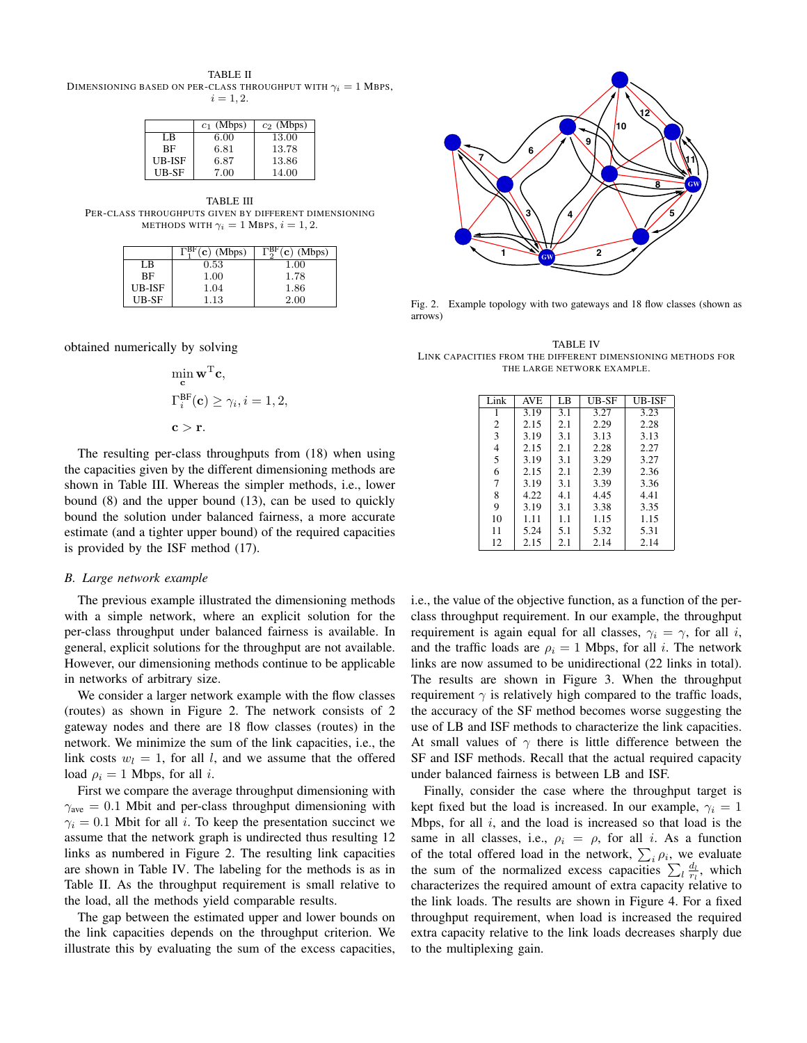TABLE II
DIMENSIONING BASED ON PER-CLASS THROUGHPUT WITH $\gamma_i = 1$ MBPS, $i = 1, 2$.

| | $c_1$ (Mbps) | $c_2$ (Mbps) |
|---|---|---|
| LB | 6.00 | 13.00 |
| BF | 6.81 | 13.78 |
| UB-ISF | 6.87 | 13.86 |
| UB-SF | 7.00 | 14.00 |

TABLE III
PER-CLASS THROUGHPUTS GIVEN BY DIFFERENT DIMENSIONING METHODS WITH $\gamma_i = 1$ MBPS, $i = 1, 2$.

| | $\Gamma_1^{\text{BF}}(\mathbf{c})$ (Mbps) | $\Gamma_2^{\text{BF}}(\mathbf{c})$ (Mbps) |
|---|---|---|
| LB | 0.53 | 1.00 |
| BF | 1.00 | 1.78 |
| UB-ISF | 1.04 | 1.86 |
| UB-SF | 1.13 | 2.00 |

obtained numerically by solving

$$\min_{\mathbf{c}} \mathbf{w}^{\mathrm{T}}\mathbf{c},$$

$$\Gamma_i^{\text{BF}}(\mathbf{c}) \geq \gamma_i, i = 1, 2,$$

$$\mathbf{c} > \mathbf{r}.$$

The resulting per-class throughputs from (18) when using the capacities given by the different dimensioning methods are shown in Table III. Whereas the simpler methods, i.e., lower bound (8) and the upper bound (13), can be used to quickly bound the solution under balanced fairness, a more accurate estimate (and a tighter upper bound) of the required capacities is provided by the ISF method (17).

### B. Large network example

The previous example illustrated the dimensioning methods with a simple network, where an explicit solution for the per-class throughput under balanced fairness is available. In general, explicit solutions for the throughput are not available. However, our dimensioning methods continue to be applicable in networks of arbitrary size.

We consider a larger network example with the flow classes (routes) as shown in Figure 2. The network consists of 2 gateway nodes and there are 18 flow classes (routes) in the network. We minimize the sum of the link capacities, i.e., the link costs $w_l = 1$, for all $l$, and we assume that the offered load $\rho_i = 1$ Mbps, for all $i$.

First we compare the average throughput dimensioning with $\gamma_{\text{ave}} = 0.1$ Mbit and per-class throughput dimensioning with $\gamma_i = 0.1$ Mbit for all $i$. To keep the presentation succinct we assume that the network graph is undirected thus resulting 12 links as numbered in Figure 2. The resulting link capacities are shown in Table IV. The labeling for the methods is as in Table II. As the throughput requirement is small relative to the load, all the methods yield comparable results.

The gap between the estimated upper and lower bounds on the link capacities depends on the throughput criterion. We illustrate this by evaluating the sum of the excess capacities,

Fig. 2. Example topology with two gateways and 18 flow classes (shown as arrows)

TABLE IV
LINK CAPACITIES FROM THE DIFFERENT DIMENSIONING METHODS FOR THE LARGE NETWORK EXAMPLE.

| Link | AVE | LB | UB-SF | UB-ISF |
|---|---|---|---|---|
| 1 | 3.19 | 3.1 | 3.27 | 3.23 |
| 2 | 2.15 | 2.1 | 2.29 | 2.28 |
| 3 | 3.19 | 3.1 | 3.13 | 3.13 |
| 4 | 2.15 | 2.1 | 2.28 | 2.27 |
| 5 | 3.19 | 3.1 | 3.29 | 3.27 |
| 6 | 2.15 | 2.1 | 2.39 | 2.36 |
| 7 | 3.19 | 3.1 | 3.39 | 3.36 |
| 8 | 4.22 | 4.1 | 4.45 | 4.41 |
| 9 | 3.19 | 3.1 | 3.38 | 3.35 |
| 10 | 1.11 | 1.1 | 1.15 | 1.15 |
| 11 | 5.24 | 5.1 | 5.32 | 5.31 |
| 12 | 2.15 | 2.1 | 2.14 | 2.14 |

i.e., the value of the objective function, as a function of the per-class throughput requirement. In our example, the throughput requirement is again equal for all classes, $\gamma_i = \gamma$, for all $i$, and the traffic loads are $\rho_i = 1$ Mbps, for all $i$. The network links are now assumed to be unidirectional (22 links in total). The results are shown in Figure 3. When the throughput requirement $\gamma$ is relatively high compared to the traffic loads, the accuracy of the SF method becomes worse suggesting the use of LB and ISF methods to characterize the link capacities. At small values of $\gamma$ there is little difference between the SF and ISF methods. Recall that the actual required capacity under balanced fairness is between LB and ISF.

Finally, consider the case where the throughput target is kept fixed but the load is increased. In our example, $\gamma_i = 1$ Mbps, for all $i$, and the load is increased so that load is the same in all classes, i.e., $\rho_i = \rho$, for all $i$. As a function of the total offered load in the network, $\sum_i \rho_i$, we evaluate the sum of the normalized excess capacities $\sum_l \frac{d_l}{r_l}$, which characterizes the required amount of extra capacity relative to the link loads. The results are shown in Figure 4. For a fixed throughput requirement, when load is increased the required extra capacity relative to the link loads decreases sharply due to the multiplexing gain.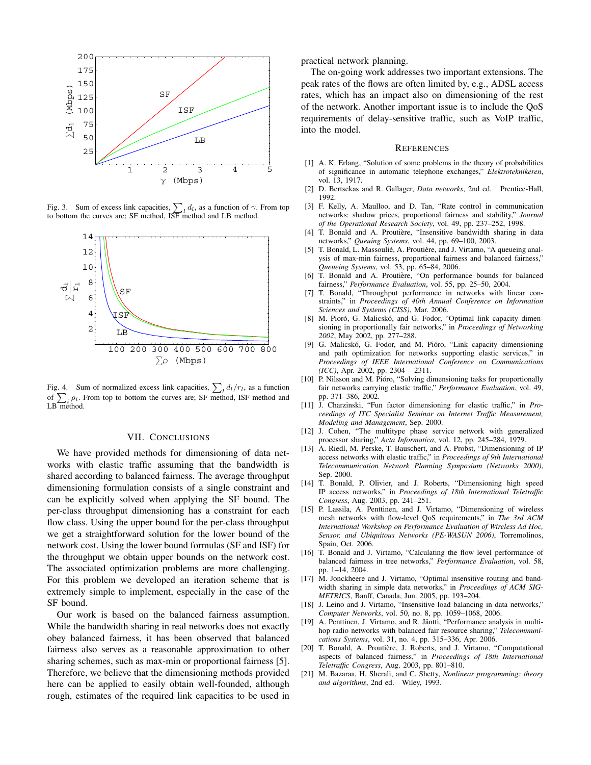200
175
150
125
100
75
50
25
$\sum d_1$ (Mbps)
SF
ISF
LB
1 2 3 4 5
$\gamma$ (Mbps)

Fig. 3. Sum of excess link capacities, $\sum_l d_l$, as a function of $\gamma$. From top to bottom the curves are; SF method, ISF method and LB method.

14
12
10
8
6
4
2
$\sum \frac{d_1}{r_1}$
SF
ISF
LB
100 200 300 400 500 600 700 800
$\sum \rho$ (Mbps)

Fig. 4. Sum of normalized excess link capacities, $\sum_l d_l/r_l$, as a function of $\sum_i \rho_i$. From top to bottom the curves are; SF method, ISF method and LB method.

## VII. Conclusions

We have provided methods for dimensioning of data networks with elastic traffic assuming that the bandwidth is shared according to balanced fairness. The average throughput dimensioning formulation consists of a single constraint and can be explicitly solved when applying the SF bound. The per-class throughput dimensioning has a constraint for each flow class. Using the upper bound for the per-class throughput we get a straightforward solution for the lower bound of the network cost. Using the lower bound formulas (SF and ISF) for the throughput we obtain upper bounds on the network cost. The associated optimization problems are more challenging. For this problem we developed an iteration scheme that is extremely simple to implement, especially in the case of the SF bound.

Our work is based on the balanced fairness assumption. While the bandwidth sharing in real networks does not exactly obey balanced fairness, it has been observed that balanced fairness also serves as a reasonable approximation to other sharing schemes, such as max-min or proportional fairness [5]. Therefore, we believe that the dimensioning methods provided here can be applied to easily obtain well-founded, although rough, estimates of the required link capacities to be used in practical network planning.

The on-going work addresses two important extensions. The peak rates of the flows are often limited by, e.g., ADSL access rates, which has an impact also on dimensioning of the rest of the network. Another important issue is to include the QoS requirements of delay-sensitive traffic, such as VoIP traffic, into the model.

## References

[1] A. K. Erlang, "Solution of some problems in the theory of probabilities of significance in automatic telephone exchanges," *Elektroteknikeren*, vol. 13, 1917.

[2] D. Bertsekas and R. Gallager, *Data networks*, 2nd ed. Prentice-Hall, 1992.

[3] F. Kelly, A. Maulloo, and D. Tan, "Rate control in communication networks: shadow prices, proportional fairness and stability," *Journal of the Operational Research Society*, vol. 49, pp. 237–252, 1998.

[4] T. Bonald and A. Proutière, "Insensitive bandwidth sharing in data networks," *Queuing Systems*, vol. 44, pp. 69–100, 2003.

[5] T. Bonald, L. Massoulié, A. Proutière, and J. Virtamo, "A queueing analysis of max-min fairness, proportional fairness and balanced fairness," *Queueing Systems*, vol. 53, pp. 65–84, 2006.

[6] T. Bonald and A. Proutière, "On performance bounds for balanced fairness," *Performance Evaluation*, vol. 55, pp. 25–50, 2004.

[7] T. Bonald, "Throughput performance in networks with linear constraints," in *Proceedings of 40th Annual Conference on Information Sciences and Systems (CISS)*, Mar. 2006.

[8] M. Pioró, G. Malicskó, and G. Fodor, "Optimal link capacity dimensioning in proportionally fair networks," in *Proceedings of Networking 2002*, May 2002, pp. 277–288.

[9] G. Malicskó, G. Fodor, and M. Pióro, "Link capacity dimensioning and path optimization for networks supporting elastic services," in *Proceedings of IEEE International Conference on Communications (ICC)*, Apr. 2002, pp. 2304 – 2311.

[10] P. Nilsson and M. Pióro, "Solving dimensioning tasks for proportionally fair networks carrying elastic traffic," *Performance Evaluation*, vol. 49, pp. 371–386, 2002.

[11] J. Charzinski, "Fun factor dimensioning for elastic traffic," in *Proceedings of ITC Specialist Seminar on Internet Traffic Measurement, Modeling and Management*, Sep. 2000.

[12] J. Cohen, "The multitype phase service network with generalized processor sharing," *Acta Informatica*, vol. 12, pp. 245–284, 1979.

[13] A. Riedl, M. Perske, T. Bauschert, and A. Probst, "Dimensioning of IP access networks with elastic traffic," in *Proceedings of 9th International Telecommunication Network Planning Symposium (Networks 2000)*, Sep. 2000.

[14] T. Bonald, P. Olivier, and J. Roberts, "Dimensioning high speed IP access networks," in *Proceedings of 18th International Teletraffic Congress*, Aug. 2003, pp. 241–251.

[15] P. Lassila, A. Penttinen, and J. Virtamo, "Dimensioning of wireless mesh networks with flow-level QoS requirements," in *The 3rd ACM International Workshop on Performance Evaluation of Wireless Ad Hoc, Sensor, and Ubiquitous Networks (PE-WASUN 2006)*, Torremolinos, Spain, Oct. 2006.

[16] T. Bonald and J. Virtamo, "Calculating the flow level performance of balanced fairness in tree networks," *Performance Evaluation*, vol. 58, pp. 1–14, 2004.

[17] M. Jonckheere and J. Virtamo, "Optimal insensitive routing and bandwidth sharing in simple data networks," in *Proceedings of ACM SIGMETRICS*, Banff, Canada, Jun. 2005, pp. 193–204.

[18] J. Leino and J. Virtamo, "Insensitive load balancing in data networks," *Computer Networks*, vol. 50, no. 8, pp. 1059–1068, 2006.

[19] A. Penttinen, J. Virtamo, and R. Jäntti, "Performance analysis in multihop radio networks with balanced fair resource sharing," *Telecommunications Systems*, vol. 31, no. 4, pp. 315–336, Apr. 2006.

[20] T. Bonald, A. Proutière, J. Roberts, and J. Virtamo, "Computational aspects of balanced fairness," in *Proceedings of 18th International Teletraffic Congress*, Aug. 2003, pp. 801–810.

[21] M. Bazaraa, H. Sherali, and C. Shetty, *Nonlinear programming: theory and algorithms*, 2nd ed. Wiley, 1993.